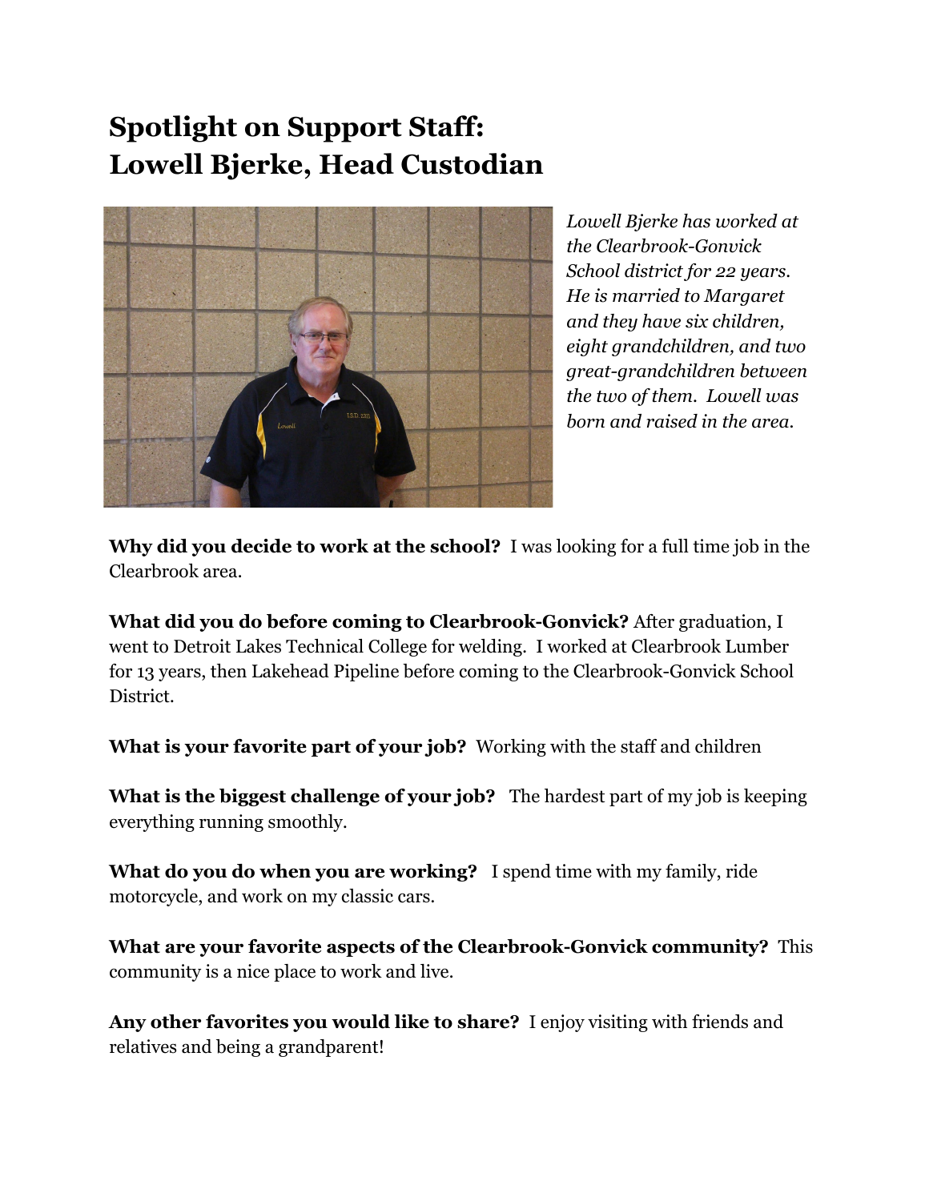# Spotlight on Support Staff: Lowell Bjerke, Head Custodian

*Lowell Bjerke has worked at the Clearbrook-Gonvick School district for 22 years. He is married to Margaret and they have six children, eight grandchildren, and two great-grandchildren between the two of them. Lowell was born and raised in the area.*

**Why did you decide to work at the school?** I was looking for a full time job in the Clearbrook area.

**What did you do before coming to Clearbrook-Gonvick?** After graduation, I went to Detroit Lakes Technical College for welding. I worked at Clearbrook Lumber for 13 years, then Lakehead Pipeline before coming to the Clearbrook-Gonvick School District.

**What is your favorite part of your job?** Working with the staff and children

**What is the biggest challenge of your job?** The hardest part of my job is keeping everything running smoothly.

**What do you do when you are working?** I spend time with my family, ride motorcycle, and work on my classic cars.

**What are your favorite aspects of the Clearbrook-Gonvick community?** This community is a nice place to work and live.

**Any other favorites you would like to share?** I enjoy visiting with friends and relatives and being a grandparent!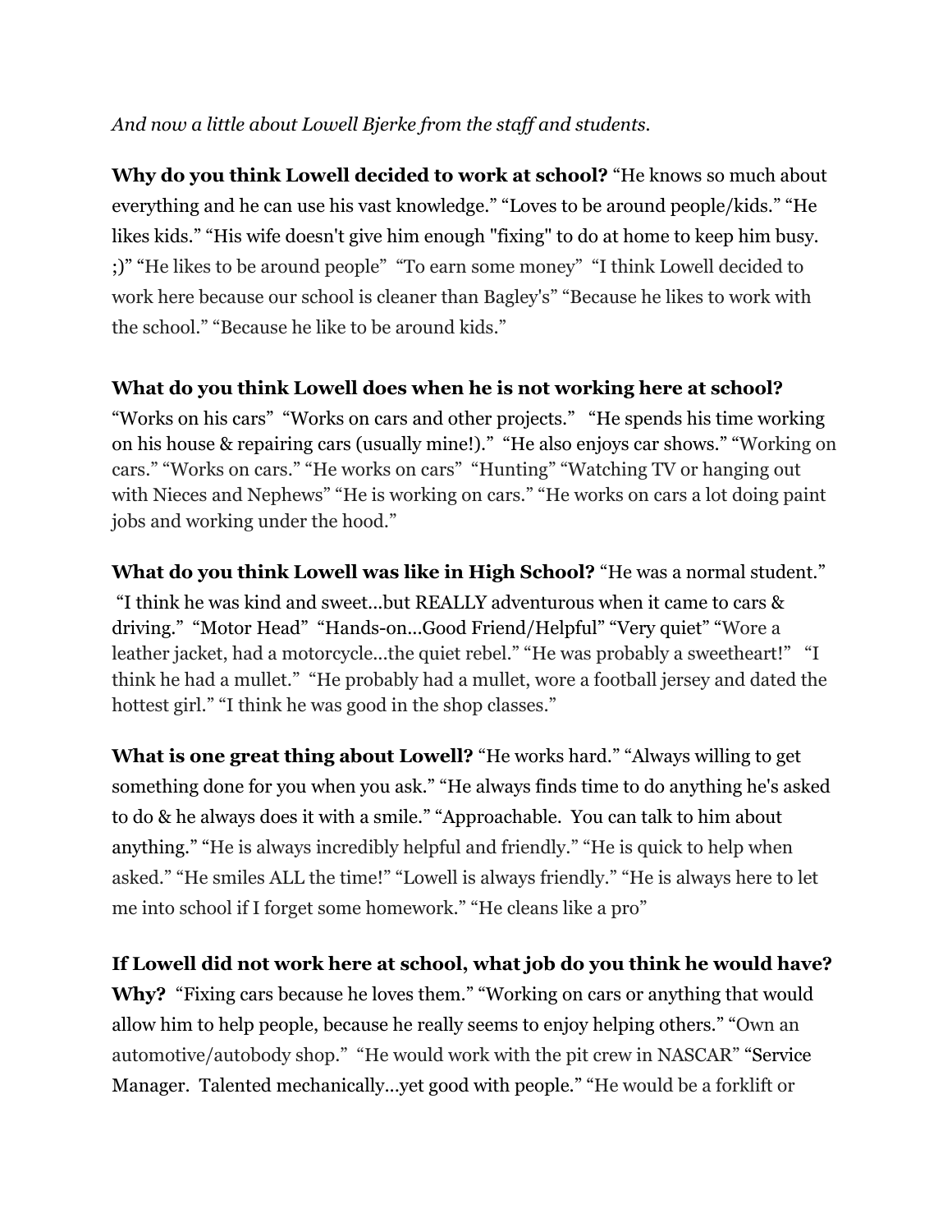*And now a little about Lowell Bjerke from the staff and students.*

**Why do you think Lowell decided to work at school?** "He knows so much about everything and he can use his vast knowledge." "Loves to be around people/kids." "He likes kids." "His wife doesn't give him enough "fixing" to do at home to keep him busy. ;)" "He likes to be around people" "To earn some money" "I think Lowell decided to work here because our school is cleaner than Bagley's" "Because he likes to work with the school." "Because he like to be around kids."

**What do you think Lowell does when he is not working here at school?** "Works on his cars" "Works on cars and other projects." "He spends his time working on his house & repairing cars (usually mine!)." "He also enjoys car shows." "Working on cars." "Works on cars." "He works on cars" "Hunting" "Watching TV or hanging out with Nieces and Nephews" "He is working on cars." "He works on cars a lot doing paint jobs and working under the hood."

**What do you think Lowell was like in High School?** "He was a normal student." "I think he was kind and sweet...but REALLY adventurous when it came to cars & driving." "Motor Head" "Hands-on...Good Friend/Helpful" "Very quiet" "Wore a leather jacket, had a motorcycle...the quiet rebel." "He was probably a sweetheart!" "I think he had a mullet." "He probably had a mullet, wore a football jersey and dated the hottest girl." "I think he was good in the shop classes."

**What is one great thing about Lowell?** "He works hard." "Always willing to get something done for you when you ask." "He always finds time to do anything he's asked to do & he always does it with a smile." "Approachable. You can talk to him about anything." "He is always incredibly helpful and friendly." "He is quick to help when asked." "He smiles ALL the time!" "Lowell is always friendly." "He is always here to let me into school if I forget some homework." "He cleans like a pro"

**If Lowell did not work here at school, what job do you think he would have? Why?** "Fixing cars because he loves them." "Working on cars or anything that would allow him to help people, because he really seems to enjoy helping others." "Own an automotive/autobody shop." "He would work with the pit crew in NASCAR" "Service Manager. Talented mechanically...yet good with people." "He would be a forklift or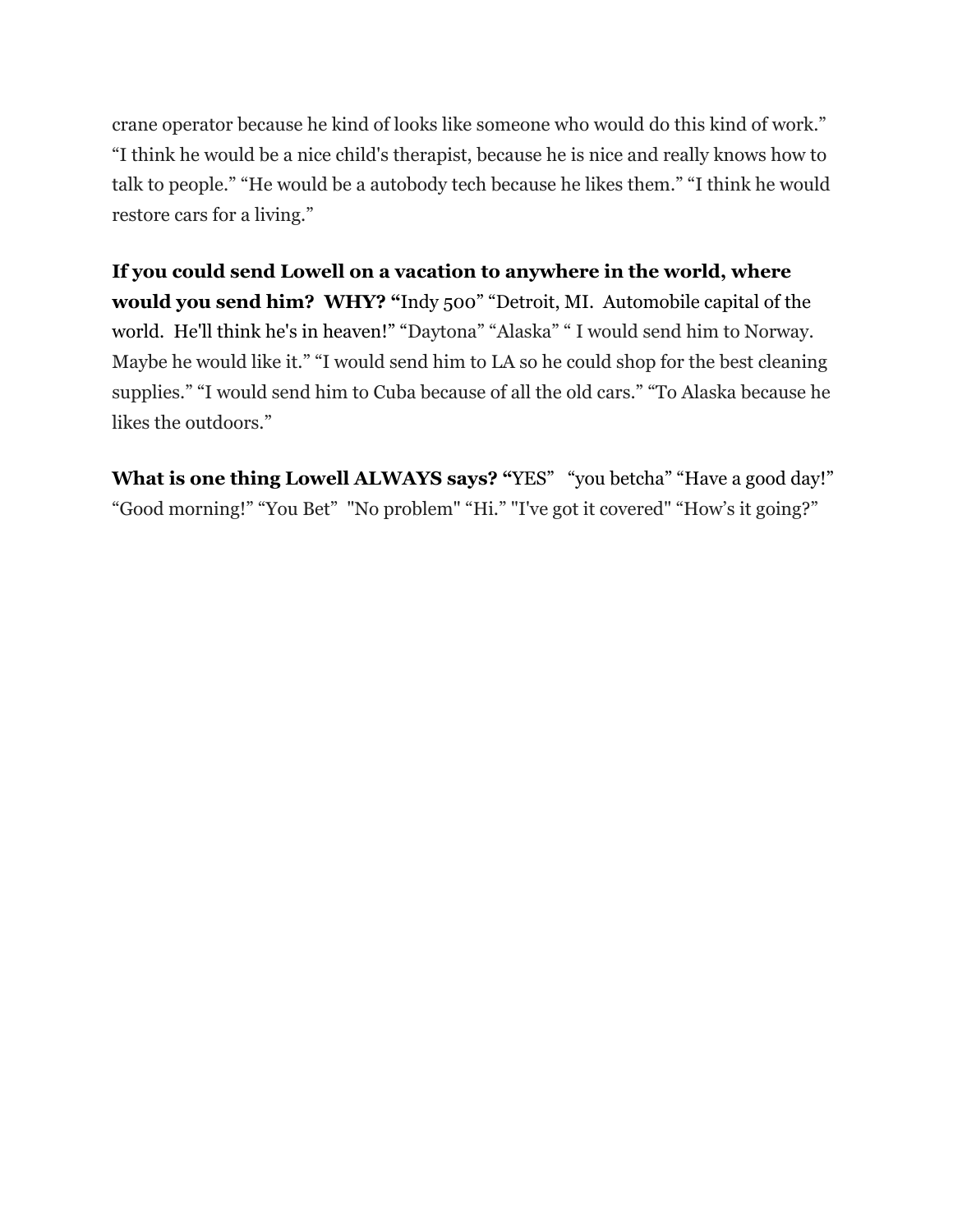crane operator because he kind of looks like someone who would do this kind of work." "I think he would be a nice child's therapist, because he is nice and really knows how to talk to people." "He would be a autobody tech because he likes them." "I think he would restore cars for a living."

**If you could send Lowell on a vacation to anywhere in the world, where would you send him? WHY? "**Indy 500" "Detroit, MI. Automobile capital of the world. He'll think he's in heaven!" "Daytona" "Alaska" " I would send him to Norway. Maybe he would like it." "I would send him to LA so he could shop for the best cleaning supplies." "I would send him to Cuba because of all the old cars." "To Alaska because he likes the outdoors."

**What is one thing Lowell ALWAYS says? "**YES" "you betcha" "Have a good day!" "Good morning!" "You Bet" "No problem" "Hi." "I've got it covered" "How's it going?"